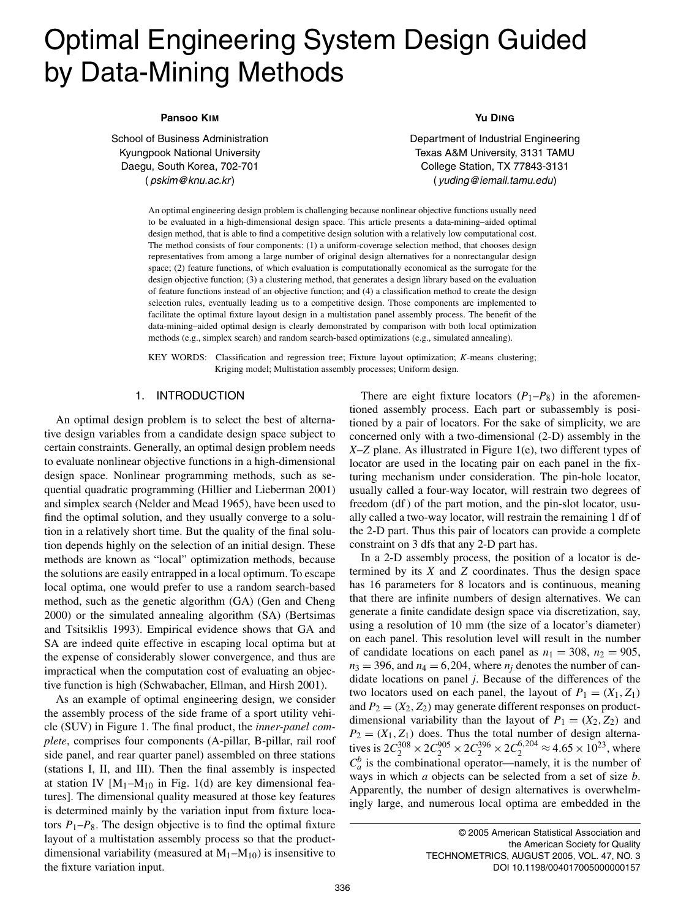# Optimal Engineering System Design Guided by Data-Mining Methods

**Pansoo KIM**

School of Business Administration
Kyungpook National University
Daegu, South Korea, 702-701
(*pskim@knu.ac.kr*)

**Yu DING**

Department of Industrial Engineering
Texas A&M University, 3131 TAMU
College Station, TX 77843-3131
(*yuding@iemail.tamu.edu*)

An optimal engineering design problem is challenging because nonlinear objective functions usually need to be evaluated in a high-dimensional design space. This article presents a data-mining–aided optimal design method, that is able to find a competitive design solution with a relatively low computational cost. The method consists of four components: (1) a uniform-coverage selection method, that chooses design representatives from among a large number of original design alternatives for a nonrectangular design space; (2) feature functions, of which evaluation is computationally economical as the surrogate for the design objective function; (3) a clustering method, that generates a design library based on the evaluation of feature functions instead of an objective function; and (4) a classification method to create the design selection rules, eventually leading us to a competitive design. Those components are implemented to facilitate the optimal fixture layout design in a multistation panel assembly process. The benefit of the data-mining–aided optimal design is clearly demonstrated by comparison with both local optimization methods (e.g., simplex search) and random search-based optimizations (e.g., simulated annealing).

KEY WORDS: Classification and regression tree; Fixture layout optimization; *K*-means clustering; Kriging model; Multistation assembly processes; Uniform design.

## 1. INTRODUCTION

An optimal design problem is to select the best of alternative design variables from a candidate design space subject to certain constraints. Generally, an optimal design problem needs to evaluate nonlinear objective functions in a high-dimensional design space. Nonlinear programming methods, such as sequential quadratic programming (Hillier and Lieberman 2001) and simplex search (Nelder and Mead 1965), have been used to find the optimal solution, and they usually converge to a solution in a relatively short time. But the quality of the final solution depends highly on the selection of an initial design. These methods are known as "local" optimization methods, because the solutions are easily entrapped in a local optimum. To escape local optima, one would prefer to use a random search-based method, such as the genetic algorithm (GA) (Gen and Cheng 2000) or the simulated annealing algorithm (SA) (Bertsimas and Tsitsiklis 1993). Empirical evidence shows that GA and SA are indeed quite effective in escaping local optima but at the expense of considerably slower convergence, and thus are impractical when the computation cost of evaluating an objective function is high (Schwabacher, Ellman, and Hirsh 2001).

As an example of optimal engineering design, we consider the assembly process of the side frame of a sport utility vehicle (SUV) in Figure 1. The final product, the *inner-panel complete*, comprises four components (A-pillar, B-pillar, rail roof side panel, and rear quarter panel) assembled on three stations (stations I, II, and III). Then the final assembly is inspected at station IV [$M_1$–$M_{10}$ in Fig. 1(d) are key dimensional features]. The dimensional quality measured at those key features is determined mainly by the variation input from fixture locators $P_1$–$P_8$. The design objective is to find the optimal fixture layout of a multistation assembly process so that the product-dimensional variability (measured at $M_1$–$M_{10}$) is insensitive to the fixture variation input.

There are eight fixture locators ($P_1$–$P_8$) in the aforementioned assembly process. Each part or subassembly is positioned by a pair of locators. For the sake of simplicity, we are concerned only with a two-dimensional (2-D) assembly in the $X$–$Z$ plane. As illustrated in Figure 1(e), two different types of locator are used in the locating pair on each panel in the fixturing mechanism under consideration. The pin-hole locator, usually called a four-way locator, will restrain two degrees of freedom (df) of the part motion, and the pin-slot locator, usually called a two-way locator, will restrain the remaining 1 df of the 2-D part. Thus this pair of locators can provide a complete constraint on 3 dfs that any 2-D part has.

In a 2-D assembly process, the position of a locator is determined by its $X$ and $Z$ coordinates. Thus the design space has 16 parameters for 8 locators and is continuous, meaning that there are infinite numbers of design alternatives. We can generate a finite candidate design space via discretization, say, using a resolution of 10 mm (the size of a locator's diameter) on each panel. This resolution level will result in the number of candidate locations on each panel as $n_1 = 308$, $n_2 = 905$, $n_3 = 396$, and $n_4 = 6{,}204$, where $n_j$ denotes the number of candidate locations on panel $j$. Because of the differences of the two locators used on each panel, the layout of $P_1 = (X_1, Z_1)$ and $P_2 = (X_2, Z_2)$ may generate different responses on product-dimensional variability than the layout of $P_1 = (X_2, Z_2)$ and $P_2 = (X_1, Z_1)$ does. Thus the total number of design alternatives is $2C_2^{308} \times 2C_2^{905} \times 2C_2^{396} \times 2C_2^{6{,}204} \approx 4.65 \times 10^{23}$, where $C_a^b$ is the combinational operator—namely, it is the number of ways in which $a$ objects can be selected from a set of size $b$. Apparently, the number of design alternatives is overwhelmingly large, and numerous local optima are embedded in the

© 2005 American Statistical Association and the American Society for Quality
DOI 10.1198/004017005000000157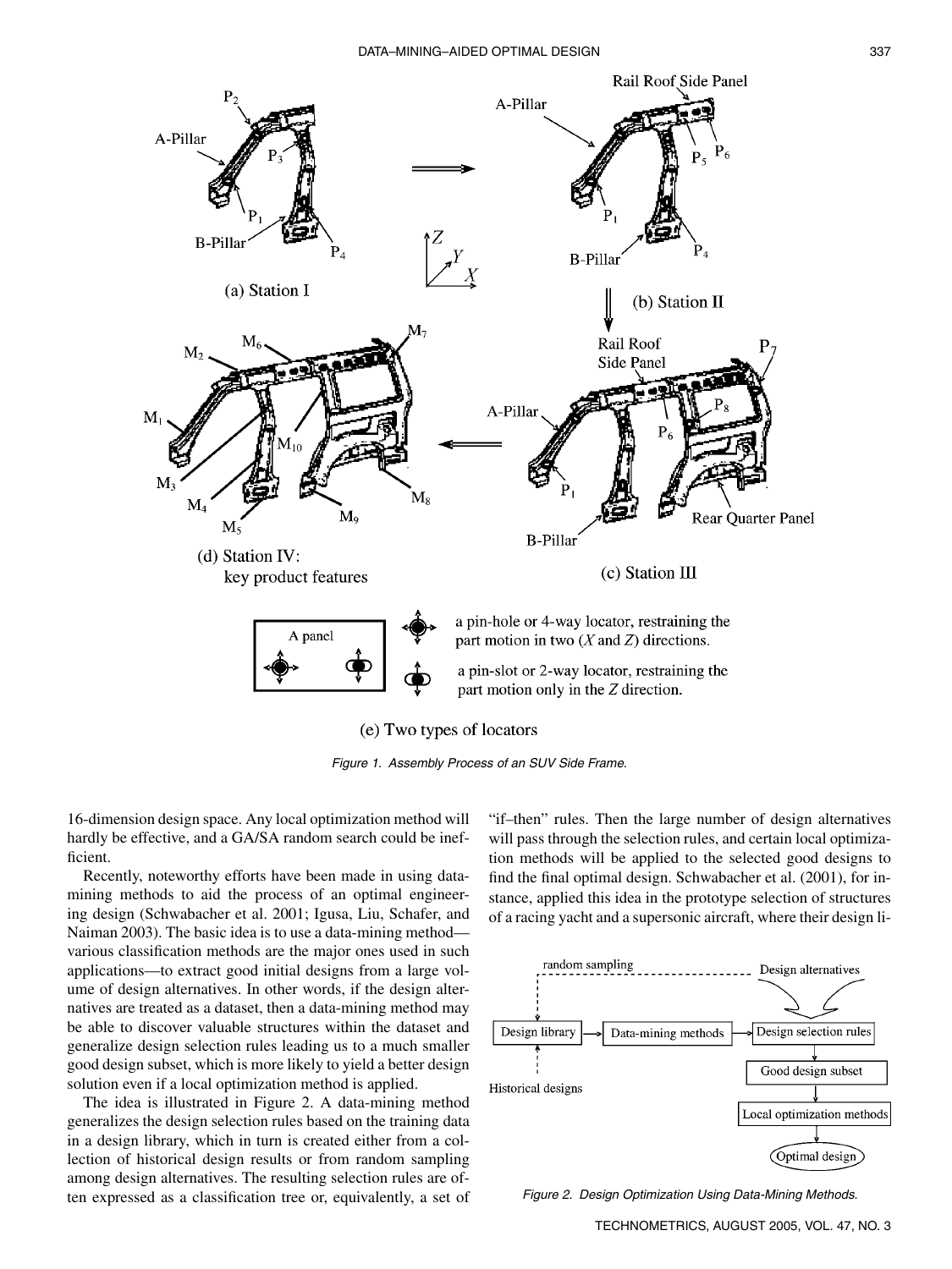Figure 1. Assembly Process of an SUV Side Frame.

16-dimension design space. Any local optimization method will hardly be effective, and a GA/SA random search could be inefficient.

Recently, noteworthy efforts have been made in using data-mining methods to aid the process of an optimal engineering design (Schwabacher et al. 2001; Igusa, Liu, Schafer, and Naiman 2003). The basic idea is to use a data-mining method—various classification methods are the major ones used in such applications—to extract good initial designs from a large volume of design alternatives. In other words, if the design alternatives are treated as a dataset, then a data-mining method may be able to discover valuable structures within the dataset and generalize design selection rules leading us to a much smaller good design subset, which is more likely to yield a better design solution even if a local optimization method is applied.

The idea is illustrated in Figure 2. A data-mining method generalizes the design selection rules based on the training data in a design library, which in turn is created either from a collection of historical design results or from random sampling among design alternatives. The resulting selection rules are often expressed as a classification tree or, equivalently, a set of "if–then" rules. Then the large number of design alternatives will pass through the selection rules, and certain local optimization methods will be applied to the selected good designs to find the final optimal design. Schwabacher et al. (2001), for instance, applied this idea in the prototype selection of structures of a racing yacht and a supersonic aircraft, where their design li-

Figure 2. Design Optimization Using Data-Mining Methods.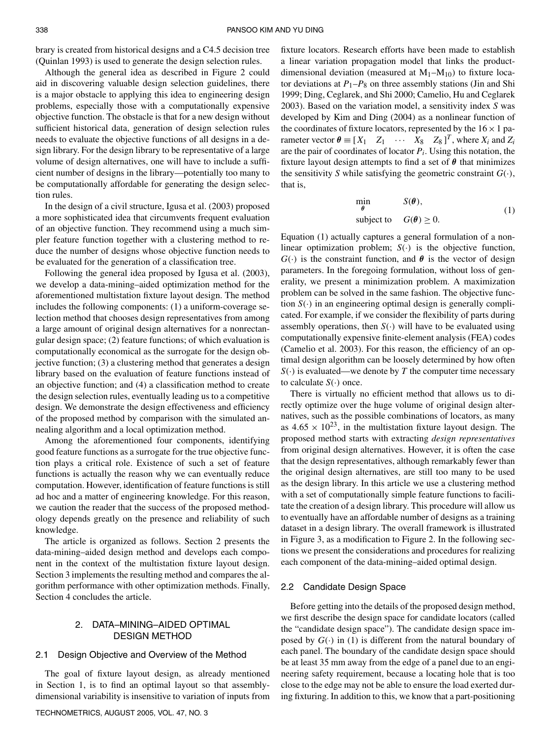brary is created from historical designs and a C4.5 decision tree (Quinlan 1993) is used to generate the design selection rules.

Although the general idea as described in Figure 2 could aid in discovering valuable design selection guidelines, there is a major obstacle to applying this idea to engineering design problems, especially those with a computationally expensive objective function. The obstacle is that for a new design without sufficient historical data, generation of design selection rules needs to evaluate the objective functions of all designs in a design library. For the design library to be representative of a large volume of design alternatives, one will have to include a sufficient number of designs in the library—potentially too many to be computationally affordable for generating the design selection rules.

In the design of a civil structure, Igusa et al. (2003) proposed a more sophisticated idea that circumvents frequent evaluation of an objective function. They recommend using a much simpler feature function together with a clustering method to reduce the number of designs whose objective function needs to be evaluated for the generation of a classification tree.

Following the general idea proposed by Igusa et al. (2003), we develop a data-mining–aided optimization method for the aforementioned multistation fixture layout design. The method includes the following components: (1) a uniform-coverage selection method that chooses design representatives from among a large amount of original design alternatives for a nonrectangular design space; (2) feature functions; of which evaluation is computationally economical as the surrogate for the design objective function; (3) a clustering method that generates a design library based on the evaluation of feature functions instead of an objective function; and (4) a classification method to create the design selection rules, eventually leading us to a competitive design. We demonstrate the design effectiveness and efficiency of the proposed method by comparison with the simulated annealing algorithm and a local optimization method.

Among the aforementioned four components, identifying good feature functions as a surrogate for the true objective function plays a critical role. Existence of such a set of feature functions is actually the reason why we can eventually reduce computation. However, identification of feature functions is still ad hoc and a matter of engineering knowledge. For this reason, we caution the reader that the success of the proposed methodology depends greatly on the presence and reliability of such knowledge.

The article is organized as follows. Section 2 presents the data-mining–aided design method and develops each component in the context of the multistation fixture layout design. Section 3 implements the resulting method and compares the algorithm performance with other optimization methods. Finally, Section 4 concludes the article.

## 2. DATA-MINING–AIDED OPTIMAL DESIGN METHOD

### 2.1 Design Objective and Overview of the Method

The goal of fixture layout design, as already mentioned in Section 1, is to find an optimal layout so that assembly-dimensional variability is insensitive to variation of inputs from fixture locators. Research efforts have been made to establish a linear variation propagation model that links the product-dimensional deviation (measured at $M_1$–$M_{10}$) to fixture locator deviations at $P_1$–$P_8$ on three assembly stations (Jin and Shi 1999; Ding, Ceglarek, and Shi 2000; Camelio, Hu and Ceglarek 2003). Based on the variation model, a sensitivity index $S$ was developed by Kim and Ding (2004) as a nonlinear function of the coordinates of fixture locators, represented by the $16 \times 1$ parameter vector $\boldsymbol{\theta} \equiv [X_1 \quad Z_1 \quad \cdots \quad X_8 \quad Z_8]^T$, where $X_i$ and $Z_i$ are the pair of coordinates of locator $P_i$. Using this notation, the fixture layout design attempts to find a set of $\boldsymbol{\theta}$ that minimizes the sensitivity $S$ while satisfying the geometric constraint $G(\cdot)$, that is,

$$\begin{aligned} \min_{\boldsymbol{\theta}} \quad & S(\boldsymbol{\theta}), \\ \text{subject to} \quad & G(\boldsymbol{\theta}) \geq 0. \end{aligned} \tag{1}$$

Equation (1) actually captures a general formulation of a nonlinear optimization problem; $S(\cdot)$ is the objective function, $G(\cdot)$ is the constraint function, and $\boldsymbol{\theta}$ is the vector of design parameters. In the foregoing formulation, without loss of generality, we present a minimization problem. A maximization problem can be solved in the same fashion. The objective function $S(\cdot)$ in an engineering optimal design is generally complicated. For example, if we consider the flexibility of parts during assembly operations, then $S(\cdot)$ will have to be evaluated using computationally expensive finite-element analysis (FEA) codes (Camelio et al. 2003). For this reason, the efficiency of an optimal design algorithm can be loosely determined by how often $S(\cdot)$ is evaluated—we denote by $T$ the computer time necessary to calculate $S(\cdot)$ once.

There is virtually no efficient method that allows us to directly optimize over the huge volume of original design alternatives, such as the possible combinations of locators, as many as $4.65 \times 10^{23}$, in the multistation fixture layout design. The proposed method starts with extracting *design representatives* from original design alternatives. However, it is often the case that the design representatives, although remarkably fewer than the original design alternatives, are still too many to be used as the design library. In this article we use a clustering method with a set of computationally simple feature functions to facilitate the creation of a design library. This procedure will allow us to eventually have an affordable number of designs as a training dataset in a design library. The overall framework is illustrated in Figure 3, as a modification to Figure 2. In the following sections we present the considerations and procedures for realizing each component of the data-mining–aided optimal design.

### 2.2 Candidate Design Space

Before getting into the details of the proposed design method, we first describe the design space for candidate locators (called the "candidate design space"). The candidate design space imposed by $G(\cdot)$ in (1) is different from the natural boundary of each panel. The boundary of the candidate design space should be at least 35 mm away from the edge of a panel due to an engineering safety requirement, because a locating hole that is too close to the edge may not be able to ensure the load exerted during fixturing. In addition to this, we know that a part-positioning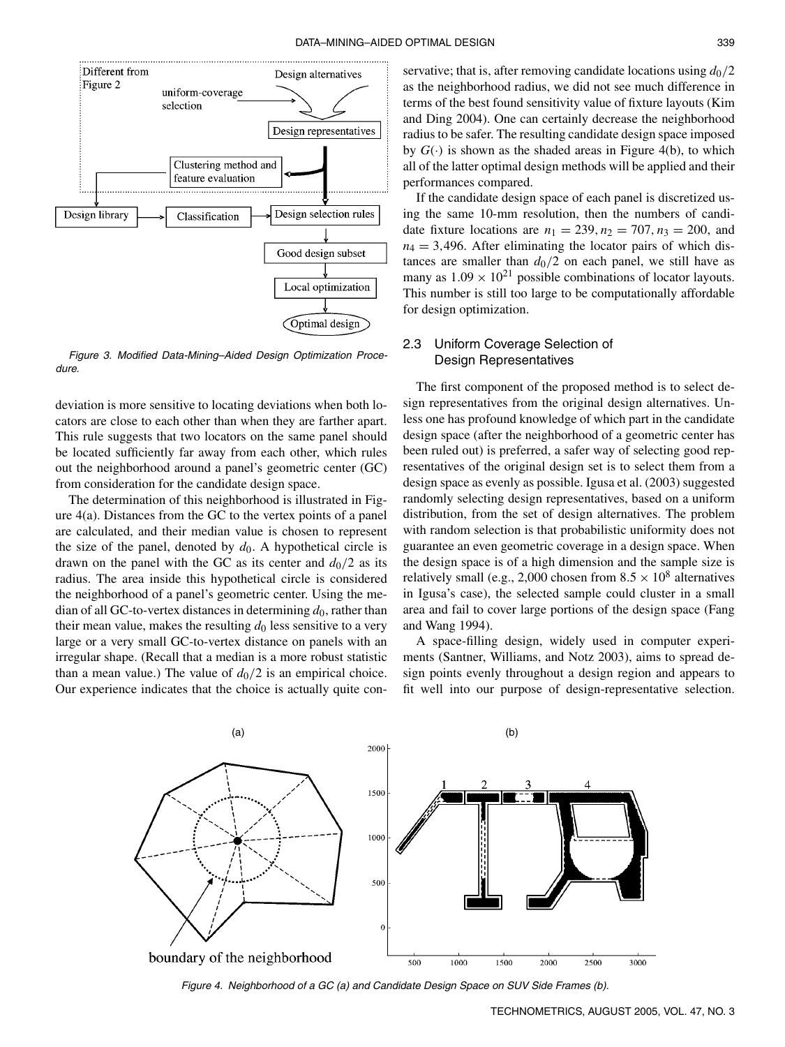Figure 3. Modified Data-Mining–Aided Design Optimization Procedure.

deviation is more sensitive to locating deviations when both locators are close to each other than when they are farther apart. This rule suggests that two locators on the same panel should be located sufficiently far away from each other, which rules out the neighborhood around a panel's geometric center (GC) from consideration for the candidate design space.

The determination of this neighborhood is illustrated in Figure 4(a). Distances from the GC to the vertex points of a panel are calculated, and their median value is chosen to represent the size of the panel, denoted by $d_0$. A hypothetical circle is drawn on the panel with the GC as its center and $d_0/2$ as its radius. The area inside this hypothetical circle is considered the neighborhood of a panel's geometric center. Using the median of all GC-to-vertex distances in determining $d_0$, rather than their mean value, makes the resulting $d_0$ less sensitive to a very large or a very small GC-to-vertex distance on panels with an irregular shape. (Recall that a median is a more robust statistic than a mean value.) The value of $d_0/2$ is an empirical choice. Our experience indicates that the choice is actually quite conservative; that is, after removing candidate locations using $d_0/2$ as the neighborhood radius, we did not see much difference in terms of the best found sensitivity value of fixture layouts (Kim and Ding 2004). One can certainly decrease the neighborhood radius to be safer. The resulting candidate design space imposed by $G(\cdot)$ is shown as the shaded areas in Figure 4(b), to which all of the latter optimal design methods will be applied and their performances compared.

If the candidate design space of each panel is discretized using the same 10-mm resolution, then the numbers of candidate fixture locations are $n_1 = 239, n_2 = 707, n_3 = 200$, and $n_4 = 3{,}496$. After eliminating the locator pairs of which distances are smaller than $d_0/2$ on each panel, we still have as many as $1.09 \times 10^{21}$ possible combinations of locator layouts. This number is still too large to be computationally affordable for design optimization.

## 2.3 Uniform Coverage Selection of Design Representatives

The first component of the proposed method is to select design representatives from the original design alternatives. Unless one has profound knowledge of which part in the candidate design space (after the neighborhood of a geometric center has been ruled out) is preferred, a safer way of selecting good representatives of the original design set is to select them from a design space as evenly as possible. Igusa et al. (2003) suggested randomly selecting design representatives, based on a uniform distribution, from the set of design alternatives. The problem with random selection is that probabilistic uniformity does not guarantee an even geometric coverage in a design space. When the design space is of a high dimension and the sample size is relatively small (e.g., 2,000 chosen from $8.5 \times 10^8$ alternatives in Igusa's case), the selected sample could cluster in a small area and fail to cover large portions of the design space (Fang and Wang 1994).

A space-filling design, widely used in computer experiments (Santner, Williams, and Notz 2003), aims to spread design points evenly throughout a design region and appears to fit well into our purpose of design-representative selection.

Figure 4. Neighborhood of a GC (a) and Candidate Design Space on SUV Side Frames (b).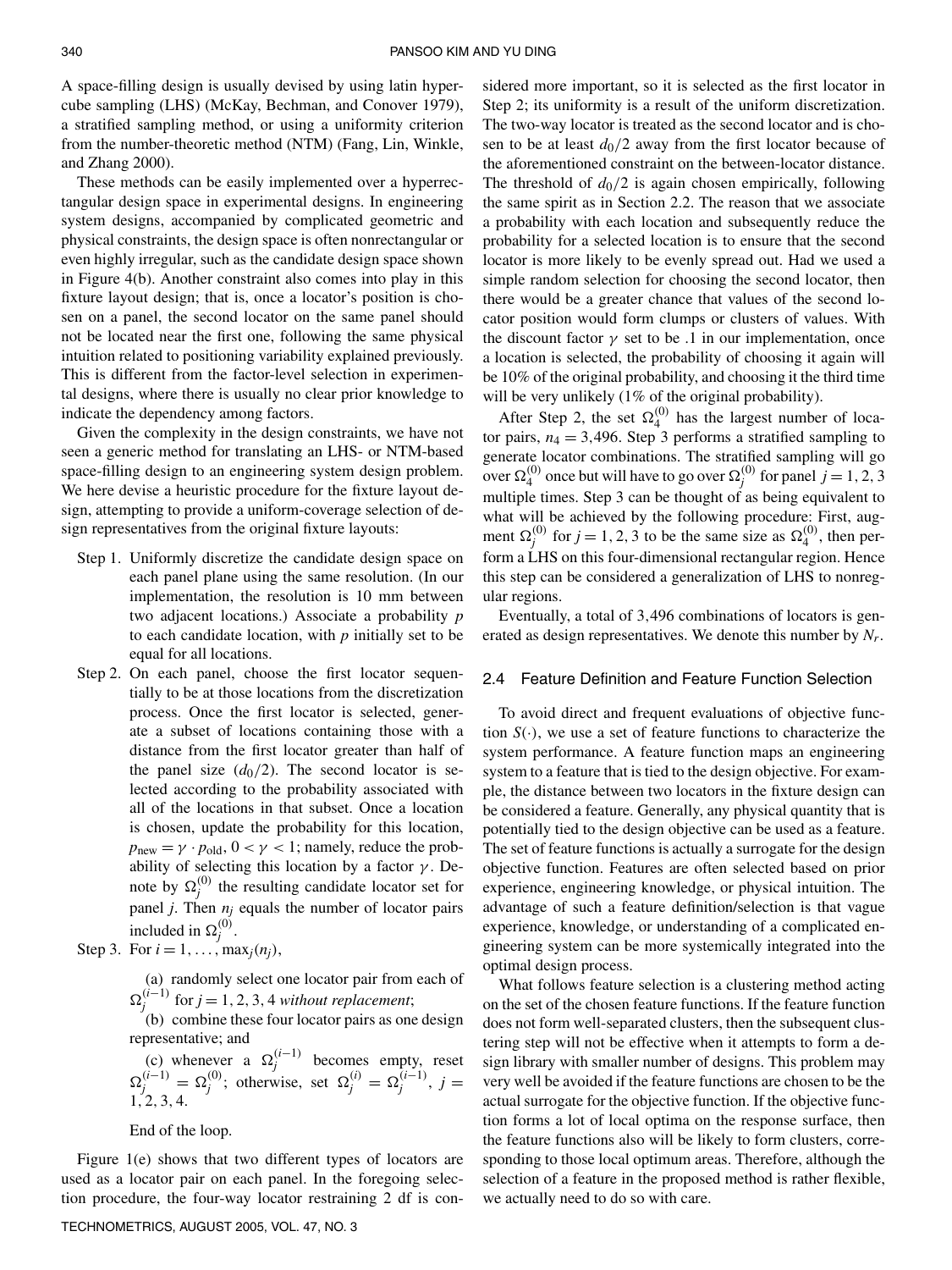A space-filling design is usually devised by using latin hypercube sampling (LHS) (McKay, Bechman, and Conover 1979), a stratified sampling method, or using a uniformity criterion from the number-theoretic method (NTM) (Fang, Lin, Winkle, and Zhang 2000).

These methods can be easily implemented over a hyperrectangular design space in experimental designs. In engineering system designs, accompanied by complicated geometric and physical constraints, the design space is often nonrectangular or even highly irregular, such as the candidate design space shown in Figure 4(b). Another constraint also comes into play in this fixture layout design; that is, once a locator's position is chosen on a panel, the second locator on the same panel should not be located near the first one, following the same physical intuition related to positioning variability explained previously. This is different from the factor-level selection in experimental designs, where there is usually no clear prior knowledge to indicate the dependency among factors.

Given the complexity in the design constraints, we have not seen a generic method for translating an LHS- or NTM-based space-filling design to an engineering system design problem. We here devise a heuristic procedure for the fixture layout design, attempting to provide a uniform-coverage selection of design representatives from the original fixture layouts:

Step 1. Uniformly discretize the candidate design space on each panel plane using the same resolution. (In our implementation, the resolution is 10 mm between two adjacent locations.) Associate a probability $p$ to each candidate location, with $p$ initially set to be equal for all locations.

Step 2. On each panel, choose the first locator sequentially to be at those locations from the discretization process. Once the first locator is selected, generate a subset of locations containing those with a distance from the first locator greater than half of the panel size ($d_0/2$). The second locator is selected according to the probability associated with all of the locations in that subset. Once a location is chosen, update the probability for this location, $p_{\text{new}} = \gamma \cdot p_{\text{old}}$, $0 < \gamma < 1$; namely, reduce the probability of selecting this location by a factor $\gamma$. Denote by $\Omega_j^{(0)}$ the resulting candidate locator set for panel $j$. Then $n_j$ equals the number of locator pairs included in $\Omega_j^{(0)}$.

Step 3. For $i = 1, \dots, \max_j(n_j)$,

(a) randomly select one locator pair from each of $\Omega_j^{(i-1)}$ for $j = 1, 2, 3, 4$ *without replacement*;

(b) combine these four locator pairs as one design representative; and

(c) whenever a $\Omega_j^{(i-1)}$ becomes empty, reset $\Omega_j^{(i-1)} = \Omega_j^{(0)}$; otherwise, set $\Omega_j^{(i)} = \Omega_j^{(i-1)}$, $j = 1, 2, 3, 4$.

End of the loop.

Figure 1(e) shows that two different types of locators are used as a locator pair on each panel. In the foregoing selection procedure, the four-way locator restraining 2 df is considered more important, so it is selected as the first locator in Step 2; its uniformity is a result of the uniform discretization. The two-way locator is treated as the second locator and is chosen to be at least $d_0/2$ away from the first locator because of the aforementioned constraint on the between-locator distance. The threshold of $d_0/2$ is again chosen empirically, following the same spirit as in Section 2.2. The reason that we associate a probability with each location and subsequently reduce the probability for a selected location is to ensure that the second locator is more likely to be evenly spread out. Had we used a simple random selection for choosing the second locator, then there would be a greater chance that values of the second locator position would form clumps or clusters of values. With the discount factor $\gamma$ set to be .1 in our implementation, once a location is selected, the probability of choosing it again will be 10% of the original probability, and choosing it the third time will be very unlikely (1% of the original probability).

After Step 2, the set $\Omega_4^{(0)}$ has the largest number of locator pairs, $n_4 = 3{,}496$. Step 3 performs a stratified sampling to generate locator combinations. The stratified sampling will go over $\Omega_4^{(0)}$ once but will have to go over $\Omega_j^{(0)}$ for panel $j = 1, 2, 3$ multiple times. Step 3 can be thought of as being equivalent to what will be achieved by the following procedure: First, augment $\Omega_j^{(0)}$ for $j = 1, 2, 3$ to be the same size as $\Omega_4^{(0)}$, then perform a LHS on this four-dimensional rectangular region. Hence this step can be considered a generalization of LHS to nonregular regions.

Eventually, a total of 3,496 combinations of locators is generated as design representatives. We denote this number by $N_r$.

## 2.4 Feature Definition and Feature Function Selection

To avoid direct and frequent evaluations of objective function $S(\cdot)$, we use a set of feature functions to characterize the system performance. A feature function maps an engineering system to a feature that is tied to the design objective. For example, the distance between two locators in the fixture design can be considered a feature. Generally, any physical quantity that is potentially tied to the design objective can be used as a feature. The set of feature functions is actually a surrogate for the design objective function. Features are often selected based on prior experience, engineering knowledge, or physical intuition. The advantage of such a feature definition/selection is that vague experience, knowledge, or understanding of a complicated engineering system can be more systemically integrated into the optimal design process.

What follows feature selection is a clustering method acting on the set of the chosen feature functions. If the feature function does not form well-separated clusters, then the subsequent clustering step will not be effective when it attempts to form a design library with smaller number of designs. This problem may very well be avoided if the feature functions are chosen to be the actual surrogate for the objective function. If the objective function forms a lot of local optima on the response surface, then the feature functions also will be likely to form clusters, corresponding to those local optimum areas. Therefore, although the selection of a feature in the proposed method is rather flexible, we actually need to do so with care.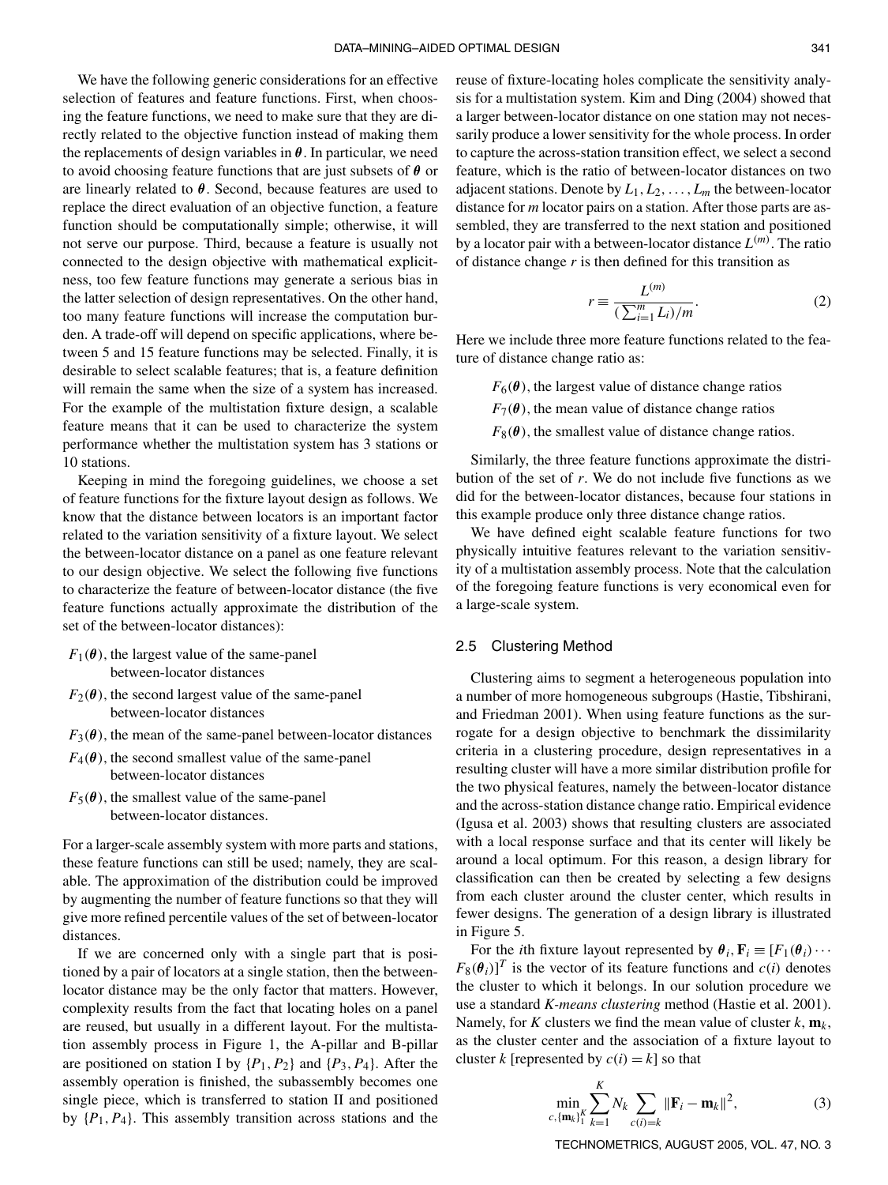We have the following generic considerations for an effective selection of features and feature functions. First, when choosing the feature functions, we need to make sure that they are directly related to the objective function instead of making them the replacements of design variables in $\boldsymbol{\theta}$. In particular, we need to avoid choosing feature functions that are just subsets of $\boldsymbol{\theta}$ or are linearly related to $\boldsymbol{\theta}$. Second, because features are used to replace the direct evaluation of an objective function, a feature function should be computationally simple; otherwise, it will not serve our purpose. Third, because a feature is usually not connected to the design objective with mathematical explicitness, too few feature functions may generate a serious bias in the latter selection of design representatives. On the other hand, too many feature functions will increase the computation burden. A trade-off will depend on specific applications, where between 5 and 15 feature functions may be selected. Finally, it is desirable to select scalable features; that is, a feature definition will remain the same when the size of a system has increased. For the example of the multistation fixture design, a scalable feature means that it can be used to characterize the system performance whether the multistation system has 3 stations or 10 stations.

Keeping in mind the foregoing guidelines, we choose a set of feature functions for the fixture layout design as follows. We know that the distance between locators is an important factor related to the variation sensitivity of a fixture layout. We select the between-locator distance on a panel as one feature relevant to our design objective. We select the following five functions to characterize the feature of between-locator distance (the five feature functions actually approximate the distribution of the set of the between-locator distances):

- $F_1(\boldsymbol{\theta})$, the largest value of the same-panel between-locator distances
- $F_2(\boldsymbol{\theta})$, the second largest value of the same-panel between-locator distances
- $F_3(\boldsymbol{\theta})$, the mean of the same-panel between-locator distances
- $F_4(\boldsymbol{\theta})$, the second smallest value of the same-panel between-locator distances
- $F_5(\boldsymbol{\theta})$, the smallest value of the same-panel between-locator distances.

For a larger-scale assembly system with more parts and stations, these feature functions can still be used; namely, they are scalable. The approximation of the distribution could be improved by augmenting the number of feature functions so that they will give more refined percentile values of the set of between-locator distances.

If we are concerned only with a single part that is positioned by a pair of locators at a single station, then the between-locator distance may be the only factor that matters. However, complexity results from the fact that locating holes on a panel are reused, but usually in a different layout. For the multistation assembly process in Figure 1, the A-pillar and B-pillar are positioned on station I by $\{P_1, P_2\}$ and $\{P_3, P_4\}$. After the assembly operation is finished, the subassembly becomes one single piece, which is transferred to station II and positioned by $\{P_1, P_4\}$. This assembly transition across stations and the reuse of fixture-locating holes complicate the sensitivity analysis for a multistation system. Kim and Ding (2004) showed that a larger between-locator distance on one station may not necessarily produce a lower sensitivity for the whole process. In order to capture the across-station transition effect, we select a second feature, which is the ratio of between-locator distances on two adjacent stations. Denote by $L_1, L_2, \ldots, L_m$ the between-locator distance for $m$ locator pairs on a station. After those parts are assembled, they are transferred to the next station and positioned by a locator pair with a between-locator distance $L^{(m)}$. The ratio of distance change $r$ is then defined for this transition as

$$r \equiv \frac{L^{(m)}}{(\sum_{i=1}^{m} L_i)/m}. \tag{2}$$

Here we include three more feature functions related to the feature of distance change ratio as:

- $F_6(\boldsymbol{\theta})$, the largest value of distance change ratios
- $F_7(\boldsymbol{\theta})$, the mean value of distance change ratios
- $F_8(\boldsymbol{\theta})$, the smallest value of distance change ratios.

Similarly, the three feature functions approximate the distribution of the set of $r$. We do not include five functions as we did for the between-locator distances, because four stations in this example produce only three distance change ratios.

We have defined eight scalable feature functions for two physically intuitive features relevant to the variation sensitivity of a multistation assembly process. Note that the calculation of the foregoing feature functions is very economical even for a large-scale system.

### 2.5 Clustering Method

Clustering aims to segment a heterogeneous population into a number of more homogeneous subgroups (Hastie, Tibshirani, and Friedman 2001). When using feature functions as the surrogate for a design objective to benchmark the dissimilarity criteria in a clustering procedure, design representatives in a resulting cluster will have a more similar distribution profile for the two physical features, namely the between-locator distance and the across-station distance change ratio. Empirical evidence (Igusa et al. 2003) shows that resulting clusters are associated with a local response surface and that its center will likely be around a local optimum. For this reason, a design library for classification can then be created by selecting a few designs from each cluster around the cluster center, which results in fewer designs. The generation of a design library is illustrated in Figure 5.

For the $i$th fixture layout represented by $\boldsymbol{\theta}_i$, $\mathbf{F}_i \equiv [F_1(\boldsymbol{\theta}_i) \cdots F_8(\boldsymbol{\theta}_i)]^T$ is the vector of its feature functions and $c(i)$ denotes the cluster to which it belongs. In our solution procedure we use a standard *K-means clustering* method (Hastie et al. 2001). Namely, for $K$ clusters we find the mean value of cluster $k$, $\mathbf{m}_k$, as the cluster center and the association of a fixture layout to cluster $k$ [represented by $c(i) = k$] so that

$$\min_{c, \{\mathbf{m}_k\}_1^K} \sum_{k=1}^{K} N_k \sum_{c(i)=k} \|\mathbf{F}_i - \mathbf{m}_k\|^2, \tag{3}$$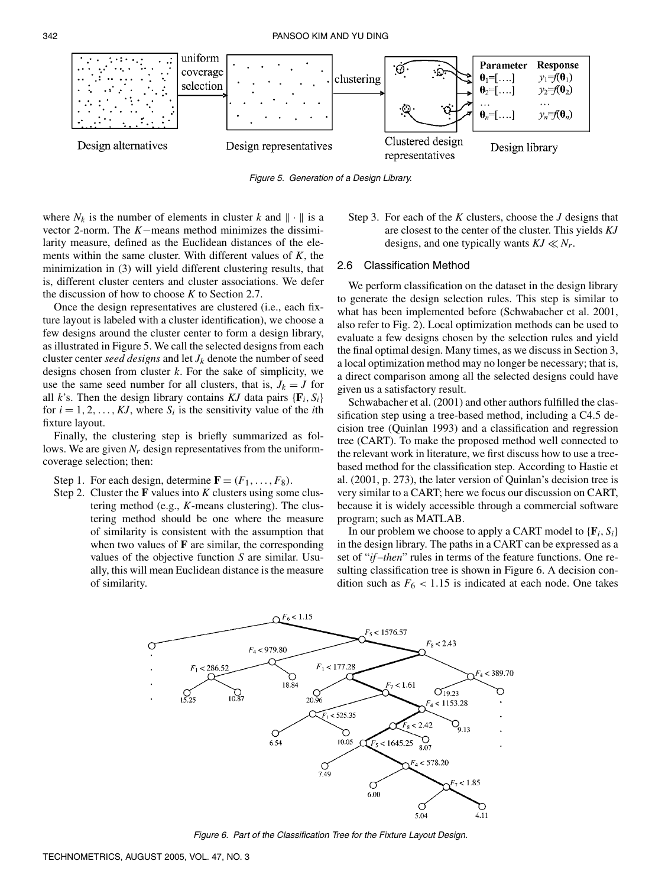Figure 5. Generation of a Design Library.

where $N_k$ is the number of elements in cluster $k$ and $\|\cdot\|$ is a vector 2-norm. The $K$−means method minimizes the dissimilarity measure, defined as the Euclidean distances of the elements within the same cluster. With different values of $K$, the minimization in (3) will yield different clustering results, that is, different cluster centers and cluster associations. We defer the discussion of how to choose $K$ to Section 2.7.

Once the design representatives are clustered (i.e., each fixture layout is labeled with a cluster identification), we choose a few designs around the cluster center to form a design library, as illustrated in Figure 5. We call the selected designs from each cluster center *seed designs* and let $J_k$ denote the number of seed designs chosen from cluster $k$. For the sake of simplicity, we use the same seed number for all clusters, that is, $J_k = J$ for all $k$'s. Then the design library contains $KJ$ data pairs $\{\mathbf{F}_i, S_i\}$ for $i = 1, 2, \ldots, KJ$, where $S_i$ is the sensitivity value of the $i$th fixture layout.

Finally, the clustering step is briefly summarized as follows. We are given $N_r$ design representatives from the uniform-coverage selection; then:

- Step 1. For each design, determine $\mathbf{F} = (F_1, \ldots, F_8)$.
- Step 2. Cluster the $\mathbf{F}$ values into $K$ clusters using some clustering method (e.g., $K$-means clustering). The clustering method should be one where the measure of similarity is consistent with the assumption that when two values of $\mathbf{F}$ are similar, the corresponding values of the objective function $S$ are similar. Usually, this will mean Euclidean distance is the measure of similarity.
- Step 3. For each of the $K$ clusters, choose the $J$ designs that are closest to the center of the cluster. This yields $KJ$ designs, and one typically wants $KJ \ll N_r$.

### 2.6 Classification Method

We perform classification on the dataset in the design library to generate the design selection rules. This step is similar to what has been implemented before (Schwabacher et al. 2001, also refer to Fig. 2). Local optimization methods can be used to evaluate a few designs chosen by the selection rules and yield the final optimal design. Many times, as we discuss in Section 3, a local optimization method may no longer be necessary; that is, a direct comparison among all the selected designs could have given us a satisfactory result.

Schwabacher et al. (2001) and other authors fulfilled the classification step using a tree-based method, including a C4.5 decision tree (Quinlan 1993) and a classification and regression tree (CART). To make the proposed method well connected to the relevant work in literature, we first discuss how to use a tree-based method for the classification step. According to Hastie et al. (2001, p. 273), the later version of Quinlan's decision tree is very similar to a CART; here we focus our discussion on CART, because it is widely accessible through a commercial software program; such as MATLAB.

In our problem we choose to apply a CART model to $\{\mathbf{F}_i, S_i\}$ in the design library. The paths in a CART can be expressed as a set of "*if–then*" rules in terms of the feature functions. One resulting classification tree is shown in Figure 6. A decision condition such as $F_6 < 1.15$ is indicated at each node. One takes

Figure 6. Part of the Classification Tree for the Fixture Layout Design.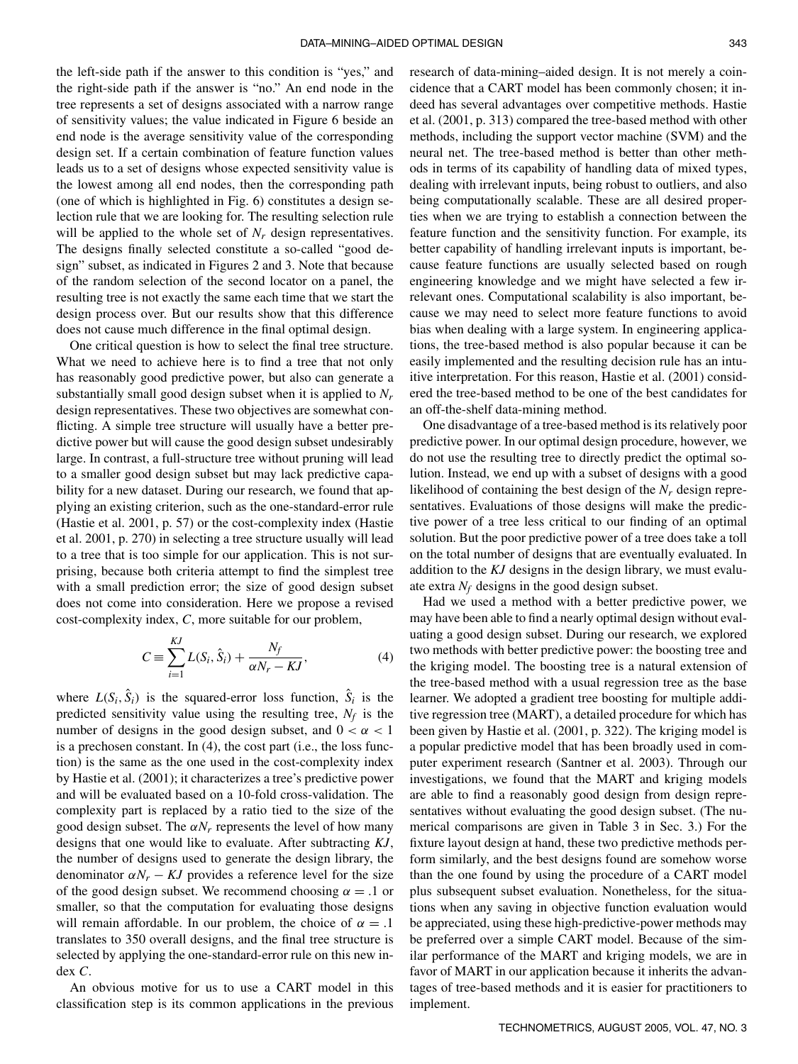the left-side path if the answer to this condition is "yes," and the right-side path if the answer is "no." An end node in the tree represents a set of designs associated with a narrow range of sensitivity values; the value indicated in Figure 6 beside an end node is the average sensitivity value of the corresponding design set. If a certain combination of feature function values leads us to a set of designs whose expected sensitivity value is the lowest among all end nodes, then the corresponding path (one of which is highlighted in Fig. 6) constitutes a design selection rule that we are looking for. The resulting selection rule will be applied to the whole set of $N_r$ design representatives. The designs finally selected constitute a so-called "good design" subset, as indicated in Figures 2 and 3. Note that because of the random selection of the second locator on a panel, the resulting tree is not exactly the same each time that we start the design process over. But our results show that this difference does not cause much difference in the final optimal design.

One critical question is how to select the final tree structure. What we need to achieve here is to find a tree that not only has reasonably good predictive power, but also can generate a substantially small good design subset when it is applied to $N_r$ design representatives. These two objectives are somewhat conflicting. A simple tree structure will usually have a better predictive power but will cause the good design subset undesirably large. In contrast, a full-structure tree without pruning will lead to a smaller good design subset but may lack predictive capability for a new dataset. During our research, we found that applying an existing criterion, such as the one-standard-error rule (Hastie et al. 2001, p. 57) or the cost-complexity index (Hastie et al. 2001, p. 270) in selecting a tree structure usually will lead to a tree that is too simple for our application. This is not surprising, because both criteria attempt to find the simplest tree with a small prediction error; the size of good design subset does not come into consideration. Here we propose a revised cost-complexity index, $C$, more suitable for our problem,

$$C \equiv \sum_{i=1}^{KJ} L(S_i, \hat{S}_i) + \frac{N_f}{\alpha N_r - KJ}, \tag{4}$$

where $L(S_i, \hat{S}_i)$ is the squared-error loss function, $\hat{S}_i$ is the predicted sensitivity value using the resulting tree, $N_f$ is the number of designs in the good design subset, and $0 < \alpha < 1$ is a prechosen constant. In (4), the cost part (i.e., the loss function) is the same as the one used in the cost-complexity index by Hastie et al. (2001); it characterizes a tree's predictive power and will be evaluated based on a 10-fold cross-validation. The complexity part is replaced by a ratio tied to the size of the good design subset. The $\alpha N_r$ represents the level of how many designs that one would like to evaluate. After subtracting $KJ$, the number of designs used to generate the design library, the denominator $\alpha N_r - KJ$ provides a reference level for the size of the good design subset. We recommend choosing $\alpha = .1$ or smaller, so that the computation for evaluating those designs will remain affordable. In our problem, the choice of $\alpha = .1$ translates to 350 overall designs, and the final tree structure is selected by applying the one-standard-error rule on this new index $C$.

An obvious motive for us to use a CART model in this classification step is its common applications in the previous research of data-mining–aided design. It is not merely a coincidence that a CART model has been commonly chosen; it indeed has several advantages over competitive methods. Hastie et al. (2001, p. 313) compared the tree-based method with other methods, including the support vector machine (SVM) and the neural net. The tree-based method is better than other methods in terms of its capability of handling data of mixed types, dealing with irrelevant inputs, being robust to outliers, and also being computationally scalable. These are all desired properties when we are trying to establish a connection between the feature function and the sensitivity function. For example, its better capability of handling irrelevant inputs is important, because feature functions are usually selected based on rough engineering knowledge and we might have selected a few irrelevant ones. Computational scalability is also important, because we may need to select more feature functions to avoid bias when dealing with a large system. In engineering applications, the tree-based method is also popular because it can be easily implemented and the resulting decision rule has an intuitive interpretation. For this reason, Hastie et al. (2001) considered the tree-based method to be one of the best candidates for an off-the-shelf data-mining method.

One disadvantage of a tree-based method is its relatively poor predictive power. In our optimal design procedure, however, we do not use the resulting tree to directly predict the optimal solution. Instead, we end up with a subset of designs with a good likelihood of containing the best design of the $N_r$ design representatives. Evaluations of those designs will make the predictive power of a tree less critical to our finding of an optimal solution. But the poor predictive power of a tree does take a toll on the total number of designs that are eventually evaluated. In addition to the $KJ$ designs in the design library, we must evaluate extra $N_f$ designs in the good design subset.

Had we used a method with a better predictive power, we may have been able to find a nearly optimal design without evaluating a good design subset. During our research, we explored two methods with better predictive power: the boosting tree and the kriging model. The boosting tree is a natural extension of the tree-based method with a usual regression tree as the base learner. We adopted a gradient tree boosting for multiple additive regression tree (MART), a detailed procedure for which has been given by Hastie et al. (2001, p. 322). The kriging model is a popular predictive model that has been broadly used in computer experiment research (Santner et al. 2003). Through our investigations, we found that the MART and kriging models are able to find a reasonably good design from design representatives without evaluating the good design subset. (The numerical comparisons are given in Table 3 in Sec. 3.) For the fixture layout design at hand, these two predictive methods perform similarly, and the best designs found are somehow worse than the one found by using the procedure of a CART model plus subsequent subset evaluation. Nonetheless, for the situations when any saving in objective function evaluation would be appreciated, using these high-predictive-power methods may be preferred over a simple CART model. Because of the similar performance of the MART and kriging models, we are in favor of MART in our application because it inherits the advantages of tree-based methods and it is easier for practitioners to implement.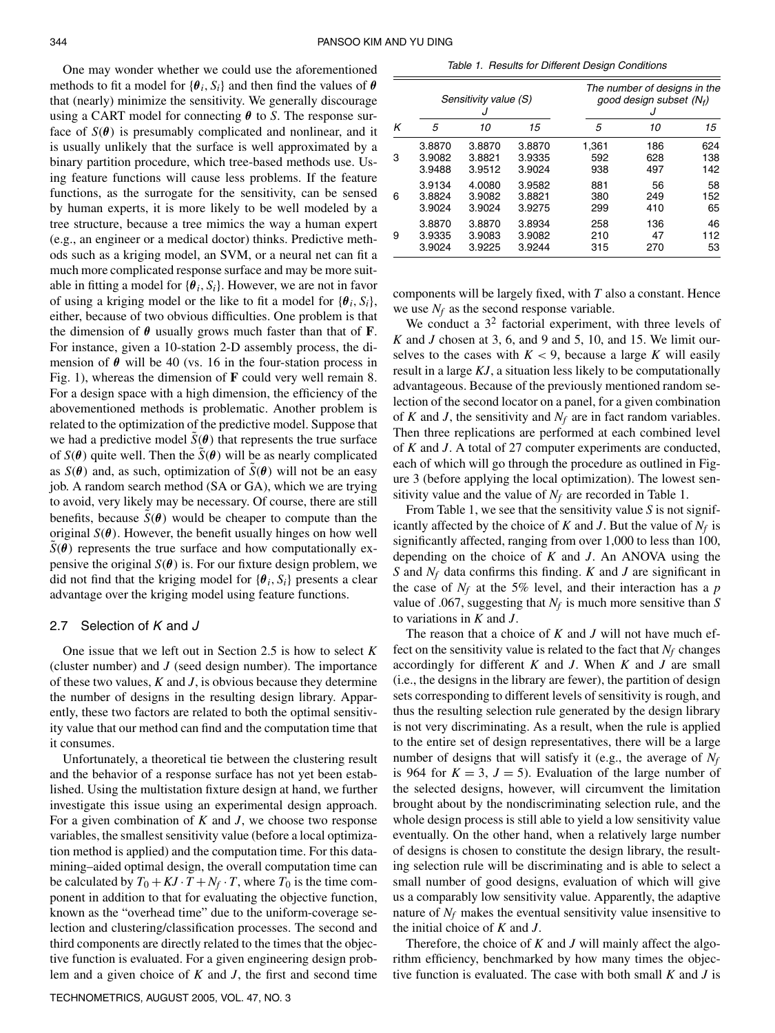One may wonder whether we could use the aforementioned methods to fit a model for $\{\boldsymbol{\theta}_i, S_i\}$ and then find the values of $\boldsymbol{\theta}$ that (nearly) minimize the sensitivity. We generally discourage using a CART model for connecting $\boldsymbol{\theta}$ to $S$. The response surface of $S(\boldsymbol{\theta})$ is presumably complicated and nonlinear, and it is usually unlikely that the surface is well approximated by a binary partition procedure, which tree-based methods use. Using feature functions will cause less problems. If the feature functions, as the surrogate for the sensitivity, can be sensed by human experts, it is more likely to be well modeled by a tree structure, because a tree mimics the way a human expert (e.g., an engineer or a medical doctor) thinks. Predictive methods such as a kriging model, an SVM, or a neural net can fit a much more complicated response surface and may be more suitable in fitting a model for $\{\boldsymbol{\theta}_i, S_i\}$. However, we are not in favor of using a kriging model or the like to fit a model for $\{\boldsymbol{\theta}_i, S_i\}$, either, because of two obvious difficulties. One problem is that the dimension of $\boldsymbol{\theta}$ usually grows much faster than that of $\mathbf{F}$. For instance, given a 10-station 2-D assembly process, the dimension of $\boldsymbol{\theta}$ will be 40 (vs. 16 in the four-station process in Fig. 1), whereas the dimension of $\mathbf{F}$ could very well remain 8. For a design space with a high dimension, the efficiency of the abovementioned methods is problematic. Another problem is related to the optimization of the predictive model. Suppose that we had a predictive model $\tilde{S}(\boldsymbol{\theta})$ that represents the true surface of $S(\boldsymbol{\theta})$ quite well. Then the $\tilde{S}(\boldsymbol{\theta})$ will be as nearly complicated as $S(\boldsymbol{\theta})$ and, as such, optimization of $\tilde{S}(\boldsymbol{\theta})$ will not be an easy job. A random search method (SA or GA), which we are trying to avoid, very likely may be necessary. Of course, there are still benefits, because $\tilde{S}(\boldsymbol{\theta})$ would be cheaper to compute than the original $S(\boldsymbol{\theta})$. However, the benefit usually hinges on how well $\tilde{S}(\boldsymbol{\theta})$ represents the true surface and how computationally expensive the original $S(\boldsymbol{\theta})$ is. For our fixture design problem, we did not find that the kriging model for $\{\boldsymbol{\theta}_i, S_i\}$ presents a clear advantage over the kriging model using feature functions.

## 2.7 Selection of $K$ and $J$

One issue that we left out in Section 2.5 is how to select $K$ (cluster number) and $J$ (seed design number). The importance of these two values, $K$ and $J$, is obvious because they determine the number of designs in the resulting design library. Apparently, these two factors are related to both the optimal sensitivity value that our method can find and the computation time that it consumes.

Unfortunately, a theoretical tie between the clustering result and the behavior of a response surface has not yet been established. Using the multistation fixture design at hand, we further investigate this issue using an experimental design approach. For a given combination of $K$ and $J$, we choose two response variables, the smallest sensitivity value (before a local optimization method is applied) and the computation time. For this data-mining–aided optimal design, the overall computation time can be calculated by $T_0 + KJ \cdot T + N_f \cdot T$, where $T_0$ is the time component in addition to that for evaluating the objective function, known as the "overhead time" due to the uniform-coverage selection and clustering/classification processes. The second and third components are directly related to the times that the objective function is evaluated. For a given engineering design problem and a given choice of $K$ and $J$, the first and second time components will be largely fixed, with $T$ also a constant. Hence we use $N_f$ as the second response variable.

*Table 1. Results for Different Design Conditions*

| $K$ | Sensitivity value ($S$), $J$ = 5 | 10 | 15 | The number of designs in the good design subset ($N_f$), $J$ = 5 | 10 | 15 |
|---|---|---|---|---|---|---|
| 3 | 3.8870 | 3.8870 | 3.8870 | 1,361 | 186 | 624 |
| | 3.9082 | 3.8821 | 3.9335 | 592 | 628 | 138 |
| | 3.9488 | 3.9512 | 3.9024 | 938 | 497 | 142 |
| 6 | 3.9134 | 4.0080 | 3.9582 | 881 | 56 | 58 |
| | 3.8824 | 3.9082 | 3.8821 | 380 | 249 | 152 |
| | 3.9024 | 3.9024 | 3.9275 | 299 | 410 | 65 |
| 9 | 3.8870 | 3.8870 | 3.8934 | 258 | 136 | 46 |
| | 3.9335 | 3.9083 | 3.9082 | 210 | 47 | 112 |
| | 3.9024 | 3.9225 | 3.9244 | 315 | 270 | 53 |

We conduct a $3^2$ factorial experiment, with three levels of $K$ and $J$ chosen at 3, 6, and 9 and 5, 10, and 15. We limit ourselves to the cases with $K < 9$, because a large $K$ will easily result in a large $KJ$, a situation less likely to be computationally advantageous. Because of the previously mentioned random selection of the second locator on a panel, for a given combination of $K$ and $J$, the sensitivity and $N_f$ are in fact random variables. Then three replications are performed at each combined level of $K$ and $J$. A total of 27 computer experiments are conducted, each of which will go through the procedure as outlined in Figure 3 (before applying the local optimization). The lowest sensitivity value and the value of $N_f$ are recorded in Table 1.

From Table 1, we see that the sensitivity value $S$ is not significantly affected by the choice of $K$ and $J$. But the value of $N_f$ is significantly affected, ranging from over 1,000 to less than 100, depending on the choice of $K$ and $J$. An ANOVA using the $S$ and $N_f$ data confirms this finding. $K$ and $J$ are significant in the case of $N_f$ at the 5% level, and their interaction has a $p$ value of .067, suggesting that $N_f$ is much more sensitive than $S$ to variations in $K$ and $J$.

The reason that a choice of $K$ and $J$ will not have much effect on the sensitivity value is related to the fact that $N_f$ changes accordingly for different $K$ and $J$. When $K$ and $J$ are small (i.e., the designs in the library are fewer), the partition of design sets corresponding to different levels of sensitivity is rough, and thus the resulting selection rule generated by the design library is not very discriminating. As a result, when the rule is applied to the entire set of design representatives, there will be a large number of designs that will satisfy it (e.g., the average of $N_f$ is 964 for $K = 3$, $J = 5$). Evaluation of the large number of the selected designs, however, will circumvent the limitation brought about by the nondiscriminating selection rule, and the whole design process is still able to yield a low sensitivity value eventually. On the other hand, when a relatively large number of designs is chosen to constitute the design library, the resulting selection rule will be discriminating and is able to select a small number of good designs, evaluation of which will give us a comparably low sensitivity value. Apparently, the adaptive nature of $N_f$ makes the eventual sensitivity value insensitive to the initial choice of $K$ and $J$.

Therefore, the choice of $K$ and $J$ will mainly affect the algorithm efficiency, benchmarked by how many times the objective function is evaluated. The case with both small $K$ and $J$ is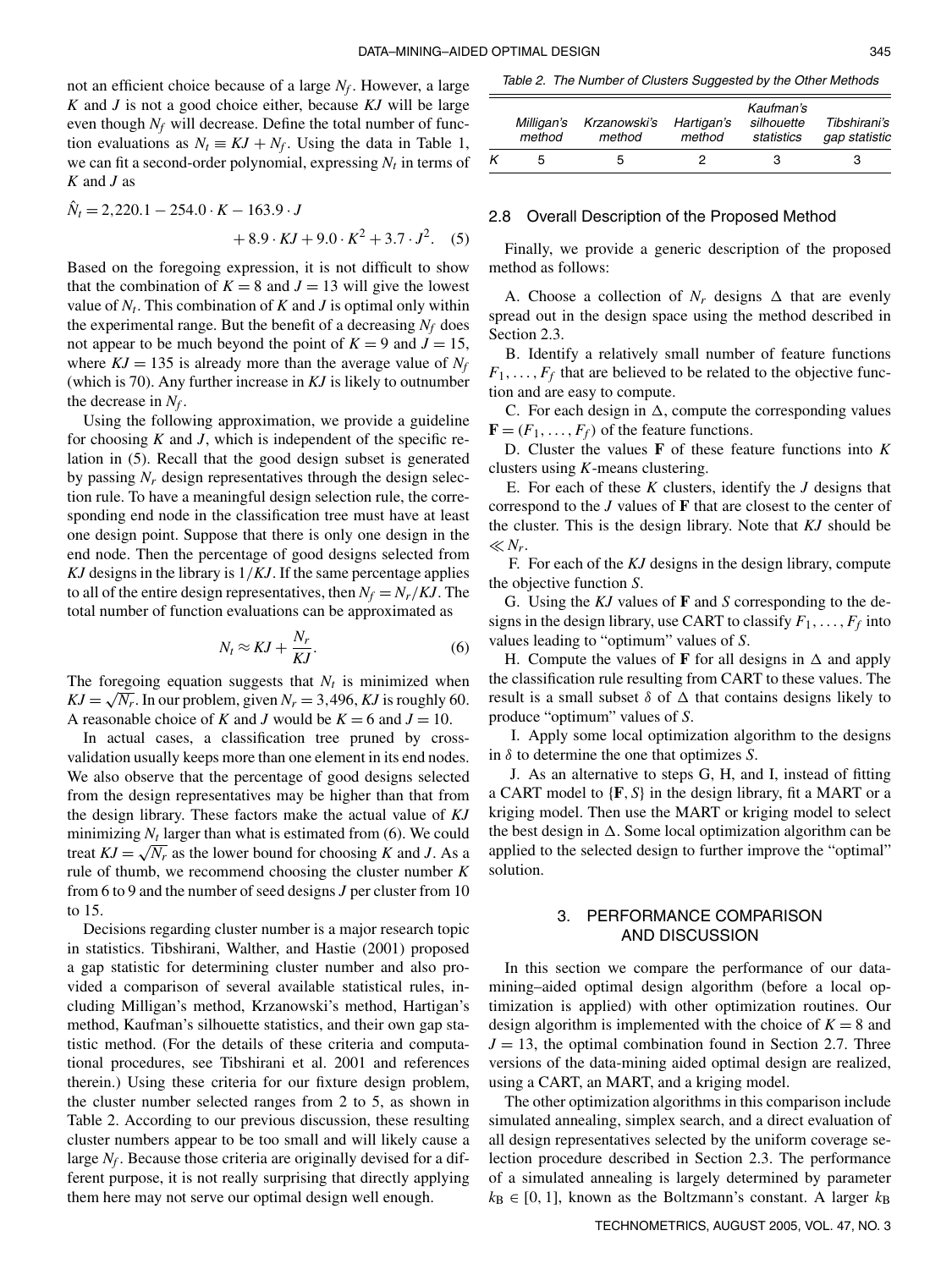not an efficient choice because of a large $N_f$. However, a large $K$ and $J$ is not a good choice either, because $KJ$ will be large even though $N_f$ will decrease. Define the total number of function evaluations as $N_t \equiv KJ + N_f$. Using the data in Table 1, we can fit a second-order polynomial, expressing $N_t$ in terms of $K$ and $J$ as

$$\hat{N}_t = 2{,}220.1 - 254.0 \cdot K - 163.9 \cdot J + 8.9 \cdot KJ + 9.0 \cdot K^2 + 3.7 \cdot J^2. \quad (5)$$

Based on the foregoing expression, it is not difficult to show that the combination of $K = 8$ and $J = 13$ will give the lowest value of $N_t$. This combination of $K$ and $J$ is optimal only within the experimental range. But the benefit of a decreasing $N_f$ does not appear to be much beyond the point of $K = 9$ and $J = 15$, where $KJ = 135$ is already more than the average value of $N_f$ (which is 70). Any further increase in $KJ$ is likely to outnumber the decrease in $N_f$.

Using the following approximation, we provide a guideline for choosing $K$ and $J$, which is independent of the specific relation in (5). Recall that the good design subset is generated by passing $N_r$ design representatives through the design selection rule. To have a meaningful design selection rule, the corresponding end node in the classification tree must have at least one design point. Suppose that there is only one design in the end node. Then the percentage of good designs selected from $KJ$ designs in the library is $1/KJ$. If the same percentage applies to all of the entire design representatives, then $N_f = N_r/KJ$. The total number of function evaluations can be approximated as

$$N_t \approx KJ + \frac{N_r}{KJ}. \quad (6)$$

The foregoing equation suggests that $N_t$ is minimized when $KJ = \sqrt{N_r}$. In our problem, given $N_r = 3{,}496$, $KJ$ is roughly 60. A reasonable choice of $K$ and $J$ would be $K = 6$ and $J = 10$.

In actual cases, a classification tree pruned by cross-validation usually keeps more than one element in its end nodes. We also observe that the percentage of good designs selected from the design representatives may be higher than that from the design library. These factors make the actual value of $KJ$ minimizing $N_t$ larger than what is estimated from (6). We could treat $KJ = \sqrt{N_r}$ as the lower bound for choosing $K$ and $J$. As a rule of thumb, we recommend choosing the cluster number $K$ from 6 to 9 and the number of seed designs $J$ per cluster from 10 to 15.

Decisions regarding cluster number is a major research topic in statistics. Tibshirani, Walther, and Hastie (2001) proposed a gap statistic for determining cluster number and also provided a comparison of several available statistical rules, including Milligan's method, Krzanowski's method, Hartigan's method, Kaufman's silhouette statistics, and their own gap statistic method. (For the details of these criteria and computational procedures, see Tibshirani et al. 2001 and references therein.) Using these criteria for our fixture design problem, the cluster number selected ranges from 2 to 5, as shown in Table 2. According to our previous discussion, these resulting cluster numbers appear to be too small and will likely cause a large $N_f$. Because those criteria are originally devised for a different purpose, it is not really surprising that directly applying them here may not serve our optimal design well enough.

*Table 2. The Number of Clusters Suggested by the Other Methods*

| | Milligan's method | Krzanowski's method | Hartigan's method | Kaufman's silhouette statistics | Tibshirani's gap statistic |
|---|---|---|---|---|---|
| $K$ | 5 | 5 | 2 | 3 | 3 |

### 2.8 Overall Description of the Proposed Method

Finally, we provide a generic description of the proposed method as follows:

A. Choose a collection of $N_r$ designs $\Delta$ that are evenly spread out in the design space using the method described in Section 2.3.

B. Identify a relatively small number of feature functions $F_1, \ldots, F_f$ that are believed to be related to the objective function and are easy to compute.

C. For each design in $\Delta$, compute the corresponding values $\mathbf{F} = (F_1, \ldots, F_f)$ of the feature functions.

D. Cluster the values $\mathbf{F}$ of these feature functions into $K$ clusters using $K$-means clustering.

E. For each of these $K$ clusters, identify the $J$ designs that correspond to the $J$ values of $\mathbf{F}$ that are closest to the center of the cluster. This is the design library. Note that $KJ$ should be $\ll N_r$.

F. For each of the $KJ$ designs in the design library, compute the objective function $S$.

G. Using the $KJ$ values of $\mathbf{F}$ and $S$ corresponding to the designs in the design library, use CART to classify $F_1, \ldots, F_f$ into values leading to "optimum" values of $S$.

H. Compute the values of $\mathbf{F}$ for all designs in $\Delta$ and apply the classification rule resulting from CART to these values. The result is a small subset $\delta$ of $\Delta$ that contains designs likely to produce "optimum" values of $S$.

I. Apply some local optimization algorithm to the designs in $\delta$ to determine the one that optimizes $S$.

J. As an alternative to steps G, H, and I, instead of fitting a CART model to $\{\mathbf{F}, S\}$ in the design library, fit a MART or a kriging model. Then use the MART or kriging model to select the best design in $\Delta$. Some local optimization algorithm can be applied to the selected design to further improve the "optimal" solution.

## 3. PERFORMANCE COMPARISON AND DISCUSSION

In this section we compare the performance of our data-mining–aided optimal design algorithm (before a local optimization is applied) with other optimization routines. Our design algorithm is implemented with the choice of $K = 8$ and $J = 13$, the optimal combination found in Section 2.7. Three versions of the data-mining aided optimal design are realized, using a CART, an MART, and a kriging model.

The other optimization algorithms in this comparison include simulated annealing, simplex search, and a direct evaluation of all design representatives selected by the uniform coverage selection procedure described in Section 2.3. The performance of a simulated annealing is largely determined by parameter $k_B \in [0, 1]$, known as the Boltzmann's constant. A larger $k_B$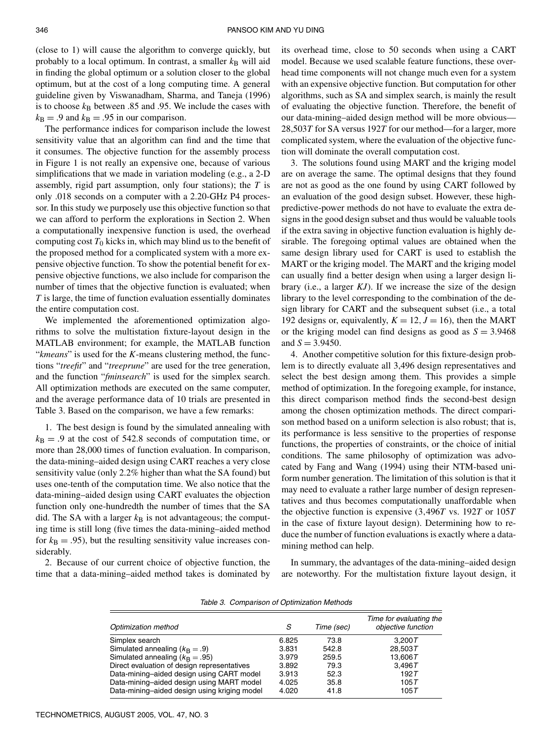(close to 1) will cause the algorithm to converge quickly, but probably to a local optimum. In contrast, a smaller $k_B$ will aid in finding the global optimum or a solution closer to the global optimum, but at the cost of a long computing time. A general guideline given by Viswanadham, Sharma, and Taneja (1996) is to choose $k_B$ between .85 and .95. We include the cases with $k_B = .9$ and $k_B = .95$ in our comparison.

The performance indices for comparison include the lowest sensitivity value that an algorithm can find and the time that it consumes. The objective function for the assembly process in Figure 1 is not really an expensive one, because of various simplifications that we made in variation modeling (e.g., a 2-D assembly, rigid part assumption, only four stations); the $T$ is only .018 seconds on a computer with a 2.20-GHz P4 processor. In this study we purposely use this objective function so that we can afford to perform the explorations in Section 2. When a computationally inexpensive function is used, the overhead computing cost $T_0$ kicks in, which may blind us to the benefit of the proposed method for a complicated system with a more expensive objective function. To show the potential benefit for expensive objective functions, we also include for comparison the number of times that the objective function is evaluated; when $T$ is large, the time of function evaluation essentially dominates the entire computation cost.

We implemented the aforementioned optimization algorithms to solve the multistation fixture-layout design in the MATLAB environment; for example, the MATLAB function "*kmeans*" is used for the $K$-means clustering method, the functions "*treefit*" and "*treeprune*" are used for the tree generation, and the function "*fminsearch*" is used for the simplex search. All optimization methods are executed on the same computer, and the average performance data of 10 trials are presented in Table 3. Based on the comparison, we have a few remarks:

1. The best design is found by the simulated annealing with $k_B = .9$ at the cost of 542.8 seconds of computation time, or more than 28,000 times of function evaluation. In comparison, the data-mining–aided design using CART reaches a very close sensitivity value (only 2.2% higher than what the SA found) but uses one-tenth of the computation time. We also notice that the data-mining–aided design using CART evaluates the objection function only one-hundredth the number of times that the SA did. The SA with a larger $k_B$ is not advantageous; the computing time is still long (five times the data-mining–aided method for $k_B = .95$), but the resulting sensitivity value increases considerably.

2. Because of our current choice of objective function, the time that a data-mining–aided method takes is dominated by its overhead time, close to 50 seconds when using a CART model. Because we used scalable feature functions, these overhead time components will not change much even for a system with an expensive objective function. But computation for other algorithms, such as SA and simplex search, is mainly the result of evaluating the objective function. Therefore, the benefit of our data-mining–aided design method will be more obvious—$28{,}503T$ for SA versus $192T$ for our method—for a larger, more complicated system, where the evaluation of the objective function will dominate the overall computation cost.

3. The solutions found using MART and the kriging model are on average the same. The optimal designs that they found are not as good as the one found by using CART followed by an evaluation of the good design subset. However, these high-predictive-power methods do not have to evaluate the extra designs in the good design subset and thus would be valuable tools if the extra saving in objective function evaluation is highly desirable. The foregoing optimal values are obtained when the same design library used for CART is used to establish the MART or the kriging model. The MART and the kriging model can usually find a better design when using a larger design library (i.e., a larger $KJ$). If we increase the size of the design library to the level corresponding to the combination of the design library for CART and the subsequent subset (i.e., a total 192 designs or, equivalently, $K = 12$, $J = 16$), then the MART or the kriging model can find designs as good as $S = 3.9468$ and $S = 3.9450$.

4. Another competitive solution for this fixture-design problem is to directly evaluate all 3,496 design representatives and select the best design among them. This provides a simple method of optimization. In the foregoing example, for instance, this direct comparison method finds the second-best design among the chosen optimization methods. The direct comparison method based on a uniform selection is also robust; that is, its performance is less sensitive to the properties of response functions, the properties of constraints, or the choice of initial conditions. The same philosophy of optimization was advocated by Fang and Wang (1994) using their NTM-based uniform number generation. The limitation of this solution is that it may need to evaluate a rather large number of design representatives and thus becomes computationally unaffordable when the objective function is expensive ($3{,}496T$ vs. $192T$ or $105T$ in the case of fixture layout design). Determining how to reduce the number of function evaluations is exactly where a data-mining method can help.

In summary, the advantages of the data-mining–aided design are noteworthy. For the multistation fixture layout design, it

*Table 3. Comparison of Optimization Methods*

| *Optimization method* | *S* | *Time (sec)* | *Time for evaluating the objective function* |
|---|---|---|---|
| Simplex search | 6.825 | 73.8 | $3{,}200T$ |
| Simulated annealing ($k_B = .9$) | 3.831 | 542.8 | $28{,}503T$ |
| Simulated annealing ($k_B = .95$) | 3.979 | 259.5 | $13{,}606T$ |
| Direct evaluation of design representatives | 3.892 | 79.3 | $3{,}496T$ |
| Data-mining–aided design using CART model | 3.913 | 52.3 | $192T$ |
| Data-mining–aided design using MART model | 4.025 | 35.8 | $105T$ |
| Data-mining–aided design using kriging model | 4.020 | 41.8 | $105T$ |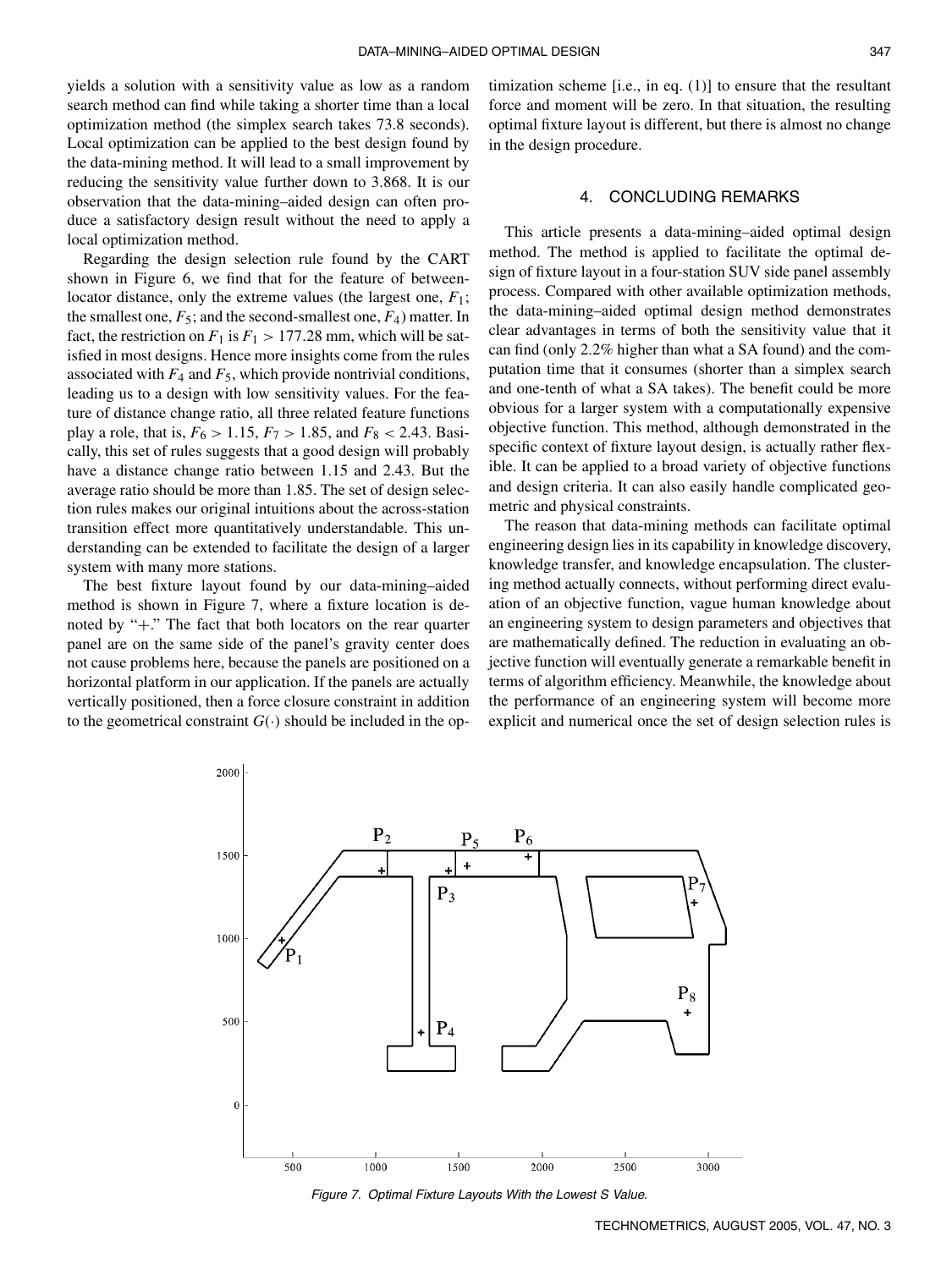yields a solution with a sensitivity value as low as a random search method can find while taking a shorter time than a local optimization method (the simplex search takes 73.8 seconds). Local optimization can be applied to the best design found by the data-mining method. It will lead to a small improvement by reducing the sensitivity value further down to 3.868. It is our observation that the data-mining–aided design can often produce a satisfactory design result without the need to apply a local optimization method.

Regarding the design selection rule found by the CART shown in Figure 6, we find that for the feature of between-locator distance, only the extreme values (the largest one, $F_1$; the smallest one, $F_5$; and the second-smallest one, $F_4$) matter. In fact, the restriction on $F_1$ is $F_1 > 177.28$ mm, which will be satisfied in most designs. Hence more insights come from the rules associated with $F_4$ and $F_5$, which provide nontrivial conditions, leading us to a design with low sensitivity values. For the feature of distance change ratio, all three related feature functions play a role, that is, $F_6 > 1.15$, $F_7 > 1.85$, and $F_8 < 2.43$. Basically, this set of rules suggests that a good design will probably have a distance change ratio between 1.15 and 2.43. But the average ratio should be more than 1.85. The set of design selection rules makes our original intuitions about the across-station transition effect more quantitatively understandable. This understanding can be extended to facilitate the design of a larger system with many more stations.

The best fixture layout found by our data-mining–aided method is shown in Figure 7, where a fixture location is denoted by "+." The fact that both locators on the rear quarter panel are on the same side of the panel's gravity center does not cause problems here, because the panels are positioned on a horizontal platform in our application. If the panels are actually vertically positioned, then a force closure constraint in addition to the geometrical constraint $G(\cdot)$ should be included in the optimization scheme [i.e., in eq. (1)] to ensure that the resultant force and moment will be zero. In that situation, the resulting optimal fixture layout is different, but there is almost no change in the design procedure.

## 4. CONCLUDING REMARKS

This article presents a data-mining–aided optimal design method. The method is applied to facilitate the optimal design of fixture layout in a four-station SUV side panel assembly process. Compared with other available optimization methods, the data-mining–aided optimal design method demonstrates clear advantages in terms of both the sensitivity value that it can find (only 2.2% higher than what a SA found) and the computation time that it consumes (shorter than a simplex search and one-tenth of what a SA takes). The benefit could be more obvious for a larger system with a computationally expensive objective function. This method, although demonstrated in the specific context of fixture layout design, is actually rather flexible. It can be applied to a broad variety of objective functions and design criteria. It can also easily handle complicated geometric and physical constraints.

The reason that data-mining methods can facilitate optimal engineering design lies in its capability in knowledge discovery, knowledge transfer, and knowledge encapsulation. The clustering method actually connects, without performing direct evaluation of an objective function, vague human knowledge about an engineering system to design parameters and objectives that are mathematically defined. The reduction in evaluating an objective function will eventually generate a remarkable benefit in terms of algorithm efficiency. Meanwhile, the knowledge about the performance of an engineering system will become more explicit and numerical once the set of design selection rules is

2000
1500
1000
500
0
500 1000 1500 2000 2500 3000
$P_1$ $P_2$ $P_3$ $P_4$ $P_5$ $P_6$ $P_7$ $P_8$

*Figure 7. Optimal Fixture Layouts With the Lowest S Value.*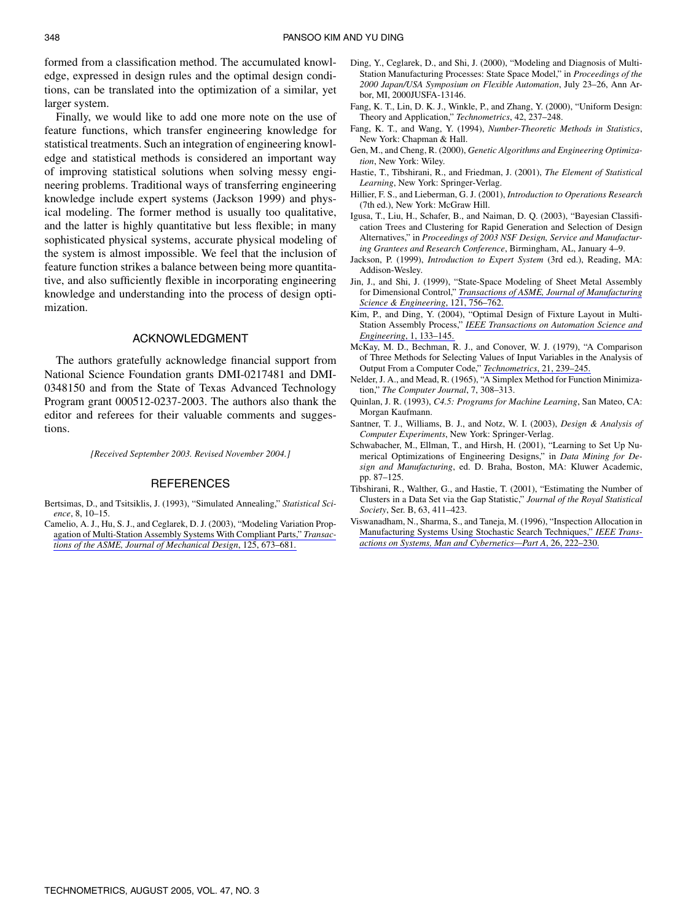formed from a classification method. The accumulated knowledge, expressed in design rules and the optimal design conditions, can be translated into the optimization of a similar, yet larger system.

Finally, we would like to add one more note on the use of feature functions, which transfer engineering knowledge for statistical treatments. Such an integration of engineering knowledge and statistical methods is considered an important way of improving statistical solutions when solving messy engineering problems. Traditional ways of transferring engineering knowledge include expert systems (Jackson 1999) and physical modeling. The former method is usually too qualitative, and the latter is highly quantitative but less flexible; in many sophisticated physical systems, accurate physical modeling of the system is almost impossible. We feel that the inclusion of feature function strikes a balance between being more quantitative, and also sufficiently flexible in incorporating engineering knowledge and understanding into the process of design optimization.

## ACKNOWLEDGMENT

The authors gratefully acknowledge financial support from National Science Foundation grants DMI-0217481 and DMI-0348150 and from the State of Texas Advanced Technology Program grant 000512-0237-2003. The authors also thank the editor and referees for their valuable comments and suggestions.

*[Received September 2003. Revised November 2004.]*

## REFERENCES

Bertsimas, D., and Tsitsiklis, J. (1993), "Simulated Annealing," *Statistical Science*, 8, 10–15.

Camelio, A. J., Hu, S. J., and Ceglarek, D. J. (2003), "Modeling Variation Propagation of Multi-Station Assembly Systems With Compliant Parts," *Transactions of the ASME, Journal of Mechanical Design*, 125, 673–681.

Ding, Y., Ceglarek, D., and Shi, J. (2000), "Modeling and Diagnosis of Multi-Station Manufacturing Processes: State Space Model," in *Proceedings of the 2000 Japan/USA Symposium on Flexible Automation*, July 23–26, Ann Arbor, MI, 2000JUSFA-13146.

Fang, K. T., Lin, D. K. J., Winkle, P., and Zhang, Y. (2000), "Uniform Design: Theory and Application," *Technometrics*, 42, 237–248.

Fang, K. T., and Wang, Y. (1994), *Number-Theoretic Methods in Statistics*, New York: Chapman & Hall.

Gen, M., and Cheng, R. (2000), *Genetic Algorithms and Engineering Optimization*, New York: Wiley.

Hastie, T., Tibshirani, R., and Friedman, J. (2001), *The Element of Statistical Learning*, New York: Springer-Verlag.

Hillier, F. S., and Lieberman, G. J. (2001), *Introduction to Operations Research* (7th ed.), New York: McGraw Hill.

Igusa, T., Liu, H., Schafer, B., and Naiman, D. Q. (2003), "Bayesian Classification Trees and Clustering for Rapid Generation and Selection of Design Alternatives," in *Proceedings of 2003 NSF Design, Service and Manufacturing Grantees and Research Conference*, Birmingham, AL, January 4–9.

Jackson, P. (1999), *Introduction to Expert System* (3rd ed.), Reading, MA: Addison-Wesley.

Jin, J., and Shi, J. (1999), "State-Space Modeling of Sheet Metal Assembly for Dimensional Control," *Transactions of ASME, Journal of Manufacturing Science & Engineering*, 121, 756–762.

Kim, P., and Ding, Y. (2004), "Optimal Design of Fixture Layout in Multi-Station Assembly Process," *IEEE Transactions on Automation Science and Engineering*, 1, 133–145.

McKay, M. D., Bechman, R. J., and Conover, W. J. (1979), "A Comparison of Three Methods for Selecting Values of Input Variables in the Analysis of Output From a Computer Code," *Technometrics*, 21, 239–245.

Nelder, J. A., and Mead, R. (1965), "A Simplex Method for Function Minimization," *The Computer Journal*, 7, 308–313.

Quinlan, J. R. (1993), *C4.5: Programs for Machine Learning*, San Mateo, CA: Morgan Kaufmann.

Santner, T. J., Williams, B. J., and Notz, W. I. (2003), *Design & Analysis of Computer Experiments*, New York: Springer-Verlag.

Schwabacher, M., Ellman, T., and Hirsh, H. (2001), "Learning to Set Up Numerical Optimizations of Engineering Designs," in *Data Mining for Design and Manufacturing*, ed. D. Braha, Boston, MA: Kluwer Academic, pp. 87–125.

Tibshirani, R., Walther, G., and Hastie, T. (2001), "Estimating the Number of Clusters in a Data Set via the Gap Statistic," *Journal of the Royal Statistical Society*, Ser. B, 63, 411–423.

Viswanadham, N., Sharma, S., and Taneja, M. (1996), "Inspection Allocation in Manufacturing Systems Using Stochastic Search Techniques," *IEEE Transactions on Systems, Man and Cybernetics—Part A*, 26, 222–230.